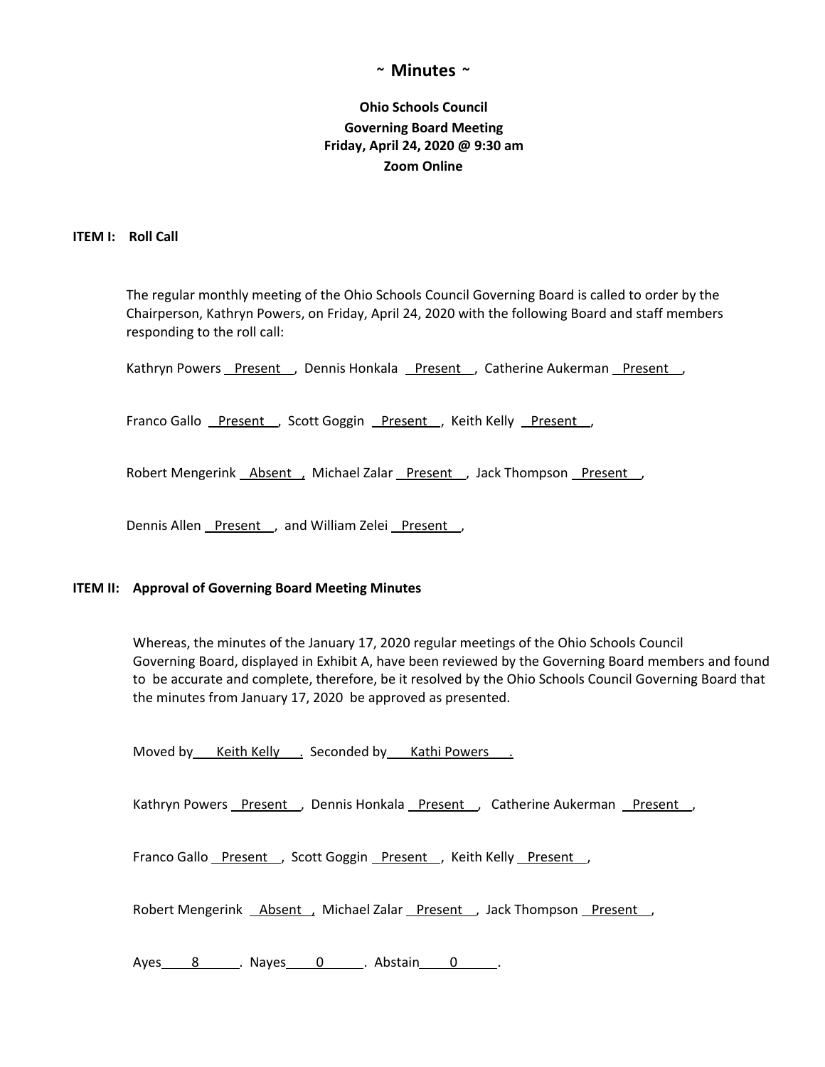# ~ Minutes ~

**Ohio Schools Council**
**Governing Board Meeting**
**Friday, April 24, 2020 @ 9:30 am**
**Zoom Online**

**ITEM I: Roll Call**

The regular monthly meeting of the Ohio Schools Council Governing Board is called to order by the Chairperson, Kathryn Powers, on Friday, April 24, 2020 with the following Board and staff members responding to the roll call:

Kathryn Powers Present, Dennis Honkala Present, Catherine Aukerman Present,

Franco Gallo Present, Scott Goggin Present, Keith Kelly Present,

Robert Mengerink Absent, Michael Zalar Present, Jack Thompson Present,

Dennis Allen Present, and William Zelei Present,

**ITEM II: Approval of Governing Board Meeting Minutes**

Whereas, the minutes of the January 17, 2020 regular meetings of the Ohio Schools Council Governing Board, displayed in Exhibit A, have been reviewed by the Governing Board members and found to be accurate and complete, therefore, be it resolved by the Ohio Schools Council Governing Board that the minutes from January 17, 2020 be approved as presented.

Moved by Keith Kelly. Seconded by Kathi Powers.

Kathryn Powers Present, Dennis Honkala Present, Catherine Aukerman Present,

Franco Gallo Present, Scott Goggin Present, Keith Kelly Present,

Robert Mengerink Absent, Michael Zalar Present, Jack Thompson Present,

Ayes 8. Nayes 0. Abstain 0.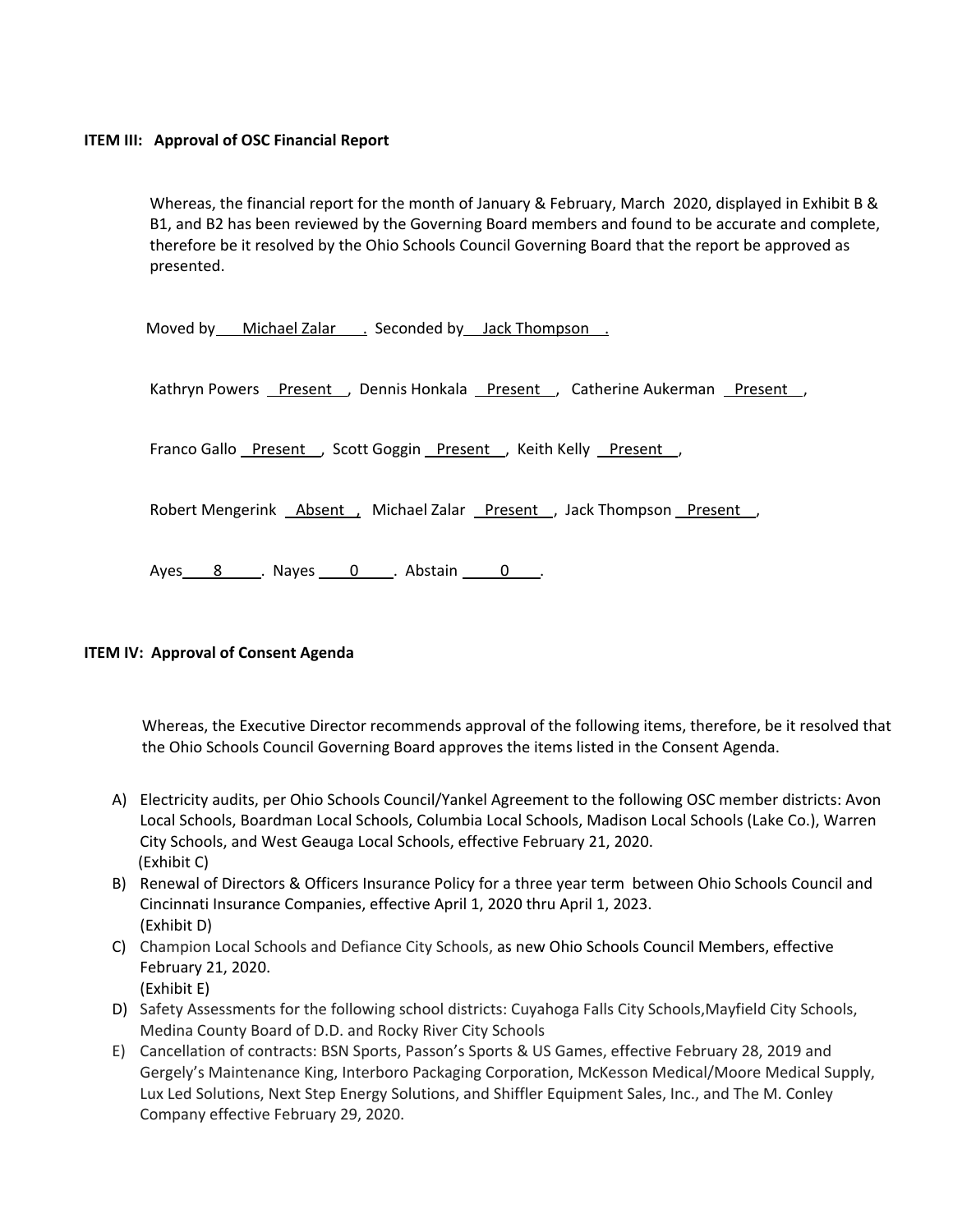**ITEM III: Approval of OSC Financial Report**

Whereas, the financial report for the month of January & February, March 2020, displayed in Exhibit B & B1, and B2 has been reviewed by the Governing Board members and found to be accurate and complete, therefore be it resolved by the Ohio Schools Council Governing Board that the report be approved as presented.

Moved by Michael Zalar . Seconded by Jack Thompson .

Kathryn Powers Present , Dennis Honkala Present , Catherine Aukerman Present ,

Franco Gallo Present , Scott Goggin Present , Keith Kelly Present ,

Robert Mengerink Absent , Michael Zalar Present , Jack Thompson Present ,

Ayes 8 . Nayes 0 . Abstain 0 .

**ITEM IV: Approval of Consent Agenda**

Whereas, the Executive Director recommends approval of the following items, therefore, be it resolved that the Ohio Schools Council Governing Board approves the items listed in the Consent Agenda.

A) Electricity audits, per Ohio Schools Council/Yankel Agreement to the following OSC member districts: Avon Local Schools, Boardman Local Schools, Columbia Local Schools, Madison Local Schools (Lake Co.), Warren City Schools, and West Geauga Local Schools, effective February 21, 2020.
(Exhibit C)
B) Renewal of Directors & Officers Insurance Policy for a three year term between Ohio Schools Council and Cincinnati Insurance Companies, effective April 1, 2020 thru April 1, 2023.
(Exhibit D)
C) Champion Local Schools and Defiance City Schools, as new Ohio Schools Council Members, effective February 21, 2020.
(Exhibit E)
D) Safety Assessments for the following school districts: Cuyahoga Falls City Schools,Mayfield City Schools, Medina County Board of D.D. and Rocky River City Schools
E) Cancellation of contracts: BSN Sports, Passon's Sports & US Games, effective February 28, 2019 and Gergely's Maintenance King, Interboro Packaging Corporation, McKesson Medical/Moore Medical Supply, Lux Led Solutions, Next Step Energy Solutions, and Shiffler Equipment Sales, Inc., and The M. Conley Company effective February 29, 2020.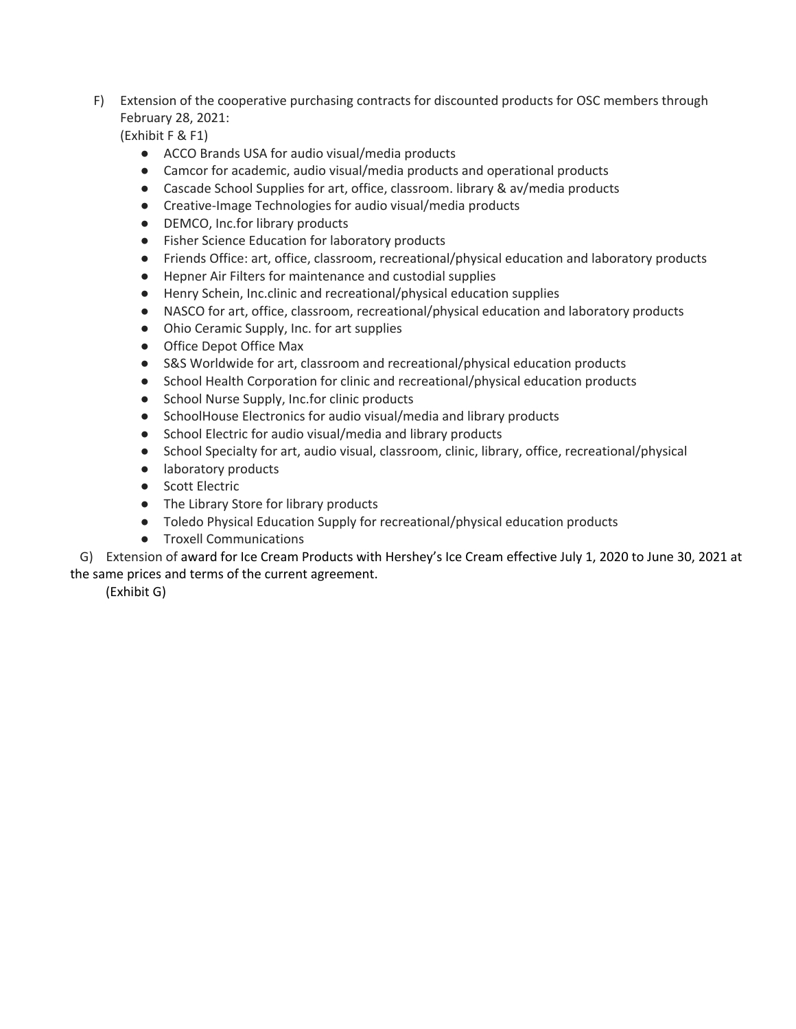F) Extension of the cooperative purchasing contracts for discounted products for OSC members through February 28, 2021:
(Exhibit F & F1)

- ACCO Brands USA for audio visual/media products
- Camcor for academic, audio visual/media products and operational products
- Cascade School Supplies for art, office, classroom. library & av/media products
- Creative-Image Technologies for audio visual/media products
- DEMCO, Inc.for library products
- Fisher Science Education for laboratory products
- Friends Office: art, office, classroom, recreational/physical education and laboratory products
- Hepner Air Filters for maintenance and custodial supplies
- Henry Schein, Inc.clinic and recreational/physical education supplies
- NASCO for art, office, classroom, recreational/physical education and laboratory products
- Ohio Ceramic Supply, Inc. for art supplies
- Office Depot Office Max
- S&S Worldwide for art, classroom and recreational/physical education products
- School Health Corporation for clinic and recreational/physical education products
- School Nurse Supply, Inc.for clinic products
- SchoolHouse Electronics for audio visual/media and library products
- School Electric for audio visual/media and library products
- School Specialty for art, audio visual, classroom, clinic, library, office, recreational/physical
- laboratory products
- Scott Electric
- The Library Store for library products
- Toledo Physical Education Supply for recreational/physical education products
- Troxell Communications

G) Extension of award for Ice Cream Products with Hershey's Ice Cream effective July 1, 2020 to June 30, 2021 at the same prices and terms of the current agreement.
(Exhibit G)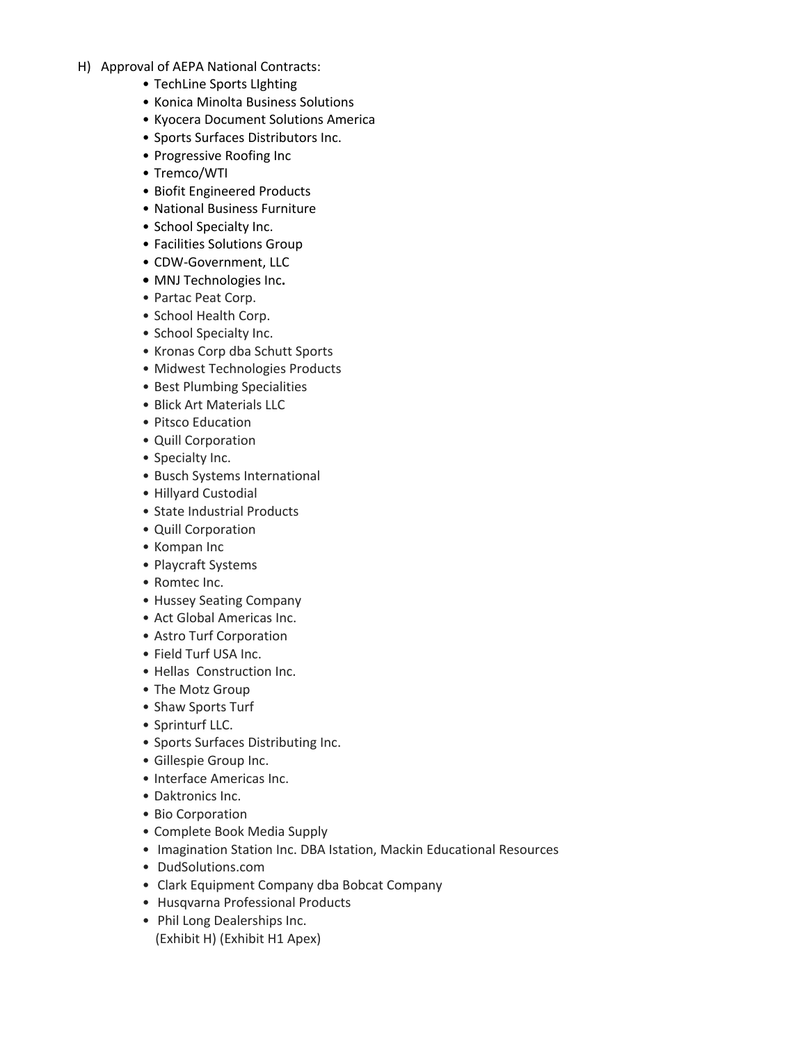H) Approval of AEPA National Contracts:

- TechLine Sports LIghting
- Konica Minolta Business Solutions
- Kyocera Document Solutions America
- Sports Surfaces Distributors Inc.
- Progressive Roofing Inc
- Tremco/WTI
- Biofit Engineered Products
- National Business Furniture
- School Specialty Inc.
- Facilities Solutions Group
- CDW-Government, LLC
- MNJ Technologies Inc**.**
- Partac Peat Corp.
- School Health Corp.
- School Specialty Inc.
- Kronas Corp dba Schutt Sports
- Midwest Technologies Products
- Best Plumbing Specialities
- Blick Art Materials LLC
- Pitsco Education
- Quill Corporation
- Specialty Inc.
- Busch Systems International
- Hillyard Custodial
- State Industrial Products
- Quill Corporation
- Kompan Inc
- Playcraft Systems
- Romtec Inc.
- Hussey Seating Company
- Act Global Americas Inc.
- Astro Turf Corporation
- Field Turf USA Inc.
- Hellas Construction Inc.
- The Motz Group
- Shaw Sports Turf
- Sprinturf LLC.
- Sports Surfaces Distributing Inc.
- Gillespie Group Inc.
- Interface Americas Inc.
- Daktronics Inc.
- Bio Corporation
- Complete Book Media Supply
- Imagination Station Inc. DBA Istation, Mackin Educational Resources
- DudSolutions.com
- Clark Equipment Company dba Bobcat Company
- Husqvarna Professional Products
- Phil Long Dealerships Inc.
  (Exhibit H) (Exhibit H1 Apex)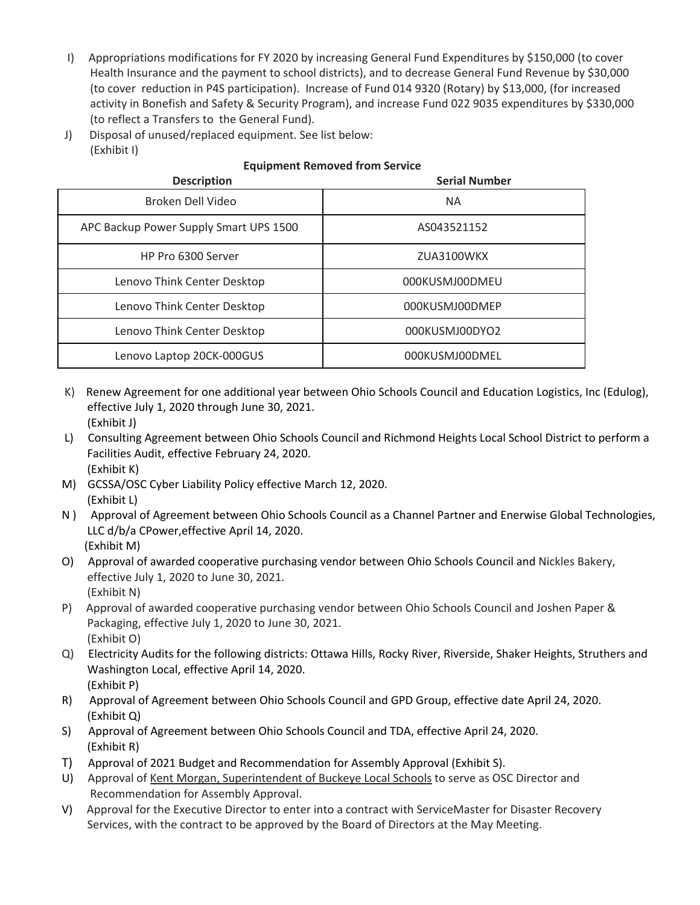I) Appropriations modifications for FY 2020 by increasing General Fund Expenditures by $150,000 (to cover Health Insurance and the payment to school districts), and to decrease General Fund Revenue by $30,000 (to cover reduction in P4S participation). Increase of Fund 014 9320 (Rotary) by $13,000, (for increased activity in Bonefish and Safety & Security Program), and increase Fund 022 9035 expenditures by $330,000 (to reflect a Transfers to the General Fund).

J) Disposal of unused/replaced equipment. See list below:
(Exhibit I)

**Equipment Removed from Service**

| Description | Serial Number |
|---|---|
| Broken Dell Video | NA |
| APC Backup Power Supply Smart UPS 1500 | AS043521152 |
| HP Pro 6300 Server | ZUA3100WKX |
| Lenovo Think Center Desktop | 000KUSMJ00DMEU |
| Lenovo Think Center Desktop | 000KUSMJ00DMEP |
| Lenovo Think Center Desktop | 000KUSMJ00DYO2 |
| Lenovo Laptop 20CK-000GUS | 000KUSMJ00DMEL |

K) Renew Agreement for one additional year between Ohio Schools Council and Education Logistics, Inc (Edulog), effective July 1, 2020 through June 30, 2021.
(Exhibit J)

L) Consulting Agreement between Ohio Schools Council and Richmond Heights Local School District to perform a Facilities Audit, effective February 24, 2020.
(Exhibit K)

M) GCSSA/OSC Cyber Liability Policy effective March 12, 2020.
(Exhibit L)

N ) Approval of Agreement between Ohio Schools Council as a Channel Partner and Enerwise Global Technologies, LLC d/b/a CPower,effective April 14, 2020.
(Exhibit M)

O) Approval of awarded cooperative purchasing vendor between Ohio Schools Council and Nickles Bakery, effective July 1, 2020 to June 30, 2021.
(Exhibit N)

P) Approval of awarded cooperative purchasing vendor between Ohio Schools Council and Joshen Paper & Packaging, effective July 1, 2020 to June 30, 2021.
(Exhibit O)

Q) Electricity Audits for the following districts: Ottawa Hills, Rocky River, Riverside, Shaker Heights, Struthers and Washington Local, effective April 14, 2020.
(Exhibit P)

R) Approval of Agreement between Ohio Schools Council and GPD Group, effective date April 24, 2020.
(Exhibit Q)

S) Approval of Agreement between Ohio Schools Council and TDA, effective April 24, 2020.
(Exhibit R)

T) Approval of 2021 Budget and Recommendation for Assembly Approval (Exhibit S).

U) Approval of Kent Morgan, Superintendent of Buckeye Local Schools to serve as OSC Director and Recommendation for Assembly Approval.

V) Approval for the Executive Director to enter into a contract with ServiceMaster for Disaster Recovery Services, with the contract to be approved by the Board of Directors at the May Meeting.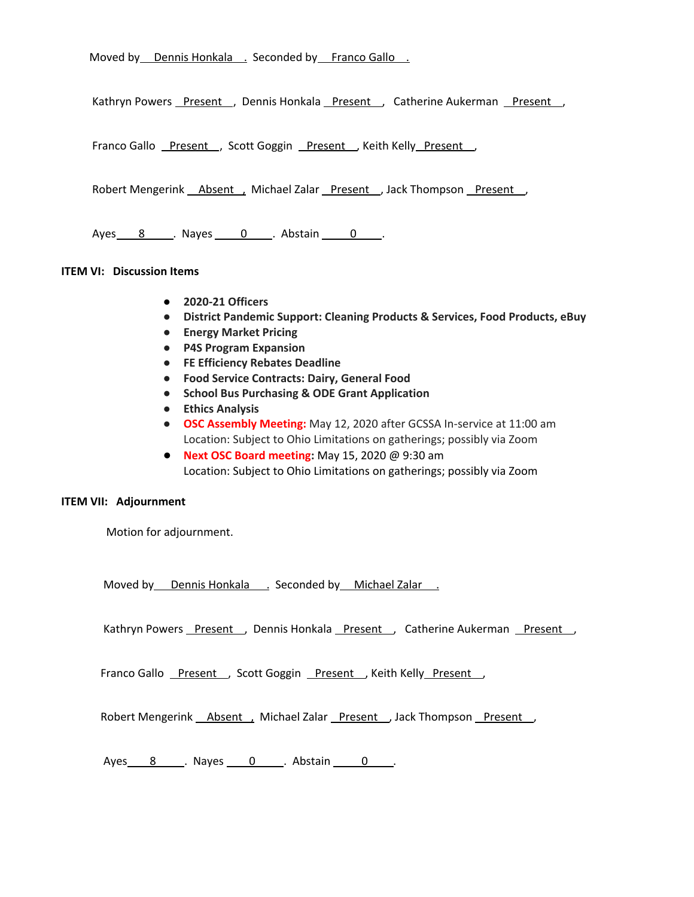Moved by Dennis Honkala . Seconded by Franco Gallo .

Kathryn Powers Present , Dennis Honkala Present , Catherine Aukerman Present ,

Franco Gallo Present , Scott Goggin Present , Keith Kelly Present ,

Robert Mengerink Absent , Michael Zalar Present , Jack Thompson Present ,

Ayes 8 . Nayes 0 . Abstain 0 .

**ITEM VI: Discussion Items**

- **2020-21 Officers**
- **District Pandemic Support: Cleaning Products & Services, Food Products, eBuy**
- **Energy Market Pricing**
- **P4S Program Expansion**
- **FE Efficiency Rebates Deadline**
- **Food Service Contracts: Dairy, General Food**
- **School Bus Purchasing & ODE Grant Application**
- **Ethics Analysis**
- **OSC Assembly Meeting:** May 12, 2020 after GCSSA In-service at 11:00 am
  Location: Subject to Ohio Limitations on gatherings; possibly via Zoom
- **Next OSC Board meeting:** May 15, 2020 @ 9:30 am
  Location: Subject to Ohio Limitations on gatherings; possibly via Zoom

**ITEM VII: Adjournment**

Motion for adjournment.

Moved by Dennis Honkala . Seconded by Michael Zalar .

Kathryn Powers Present , Dennis Honkala Present , Catherine Aukerman Present ,

Franco Gallo Present , Scott Goggin Present , Keith Kelly Present ,

Robert Mengerink Absent , Michael Zalar Present , Jack Thompson Present ,

Ayes 8 . Nayes 0 . Abstain 0 .